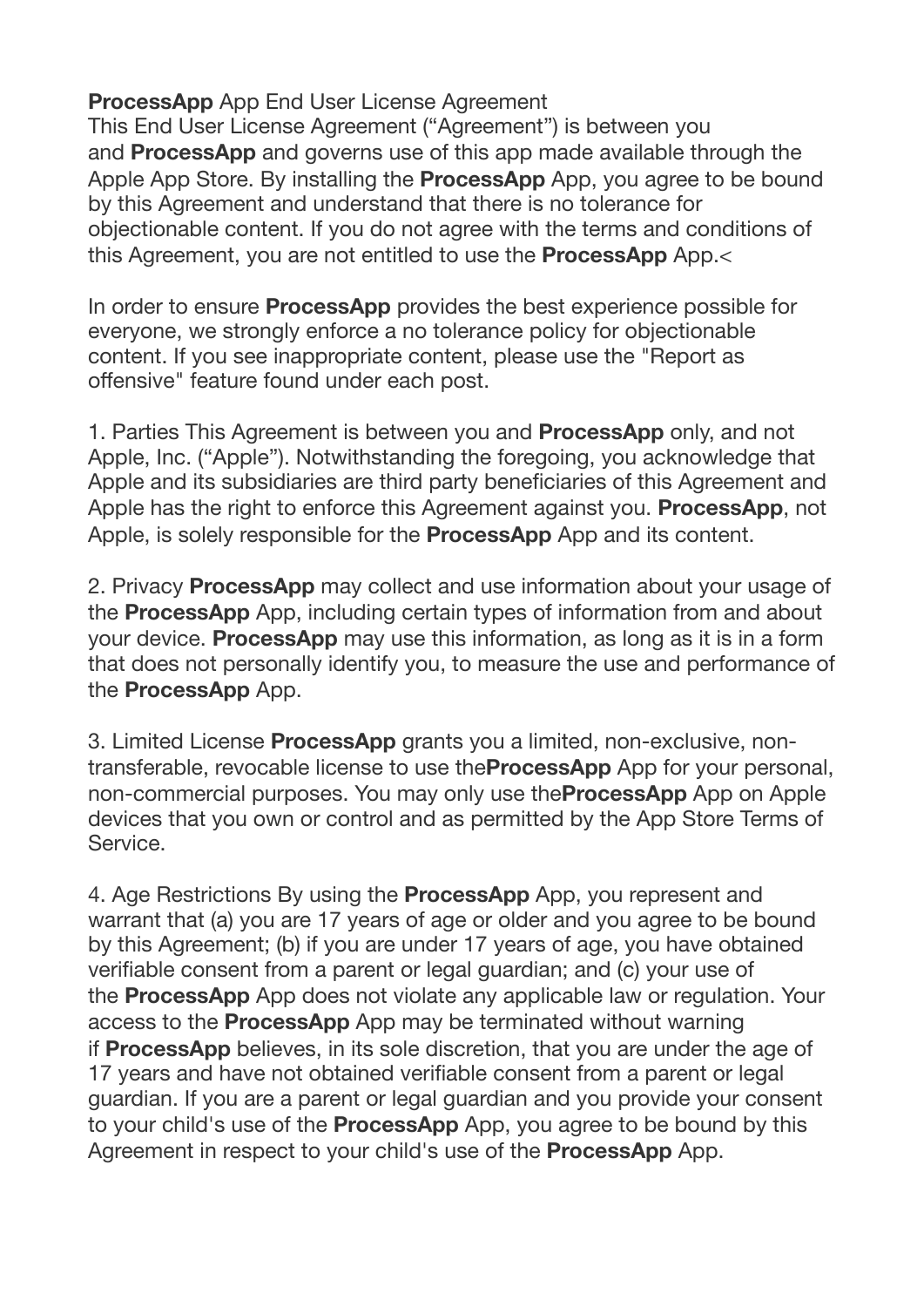**ProcessApp** App End User License Agreement
This End User License Agreement ("Agreement") is between you and **ProcessApp** and governs use of this app made available through the Apple App Store. By installing the **ProcessApp** App, you agree to be bound by this Agreement and understand that there is no tolerance for objectionable content. If you do not agree with the terms and conditions of this Agreement, you are not entitled to use the **ProcessApp** App.<

In order to ensure **ProcessApp** provides the best experience possible for everyone, we strongly enforce a no tolerance policy for objectionable content. If you see inappropriate content, please use the "Report as offensive" feature found under each post.

1. Parties This Agreement is between you and **ProcessApp** only, and not Apple, Inc. ("Apple"). Notwithstanding the foregoing, you acknowledge that Apple and its subsidiaries are third party beneficiaries of this Agreement and Apple has the right to enforce this Agreement against you. **ProcessApp**, not Apple, is solely responsible for the **ProcessApp** App and its content.

2. Privacy **ProcessApp** may collect and use information about your usage of the **ProcessApp** App, including certain types of information from and about your device. **ProcessApp** may use this information, as long as it is in a form that does not personally identify you, to measure the use and performance of the **ProcessApp** App.

3. Limited License **ProcessApp** grants you a limited, non-exclusive, non-transferable, revocable license to use the**ProcessApp** App for your personal, non-commercial purposes. You may only use the**ProcessApp** App on Apple devices that you own or control and as permitted by the App Store Terms of Service.

4. Age Restrictions By using the **ProcessApp** App, you represent and warrant that (a) you are 17 years of age or older and you agree to be bound by this Agreement; (b) if you are under 17 years of age, you have obtained verifiable consent from a parent or legal guardian; and (c) your use of the **ProcessApp** App does not violate any applicable law or regulation. Your access to the **ProcessApp** App may be terminated without warning if **ProcessApp** believes, in its sole discretion, that you are under the age of 17 years and have not obtained verifiable consent from a parent or legal guardian. If you are a parent or legal guardian and you provide your consent to your child's use of the **ProcessApp** App, you agree to be bound by this Agreement in respect to your child's use of the **ProcessApp** App.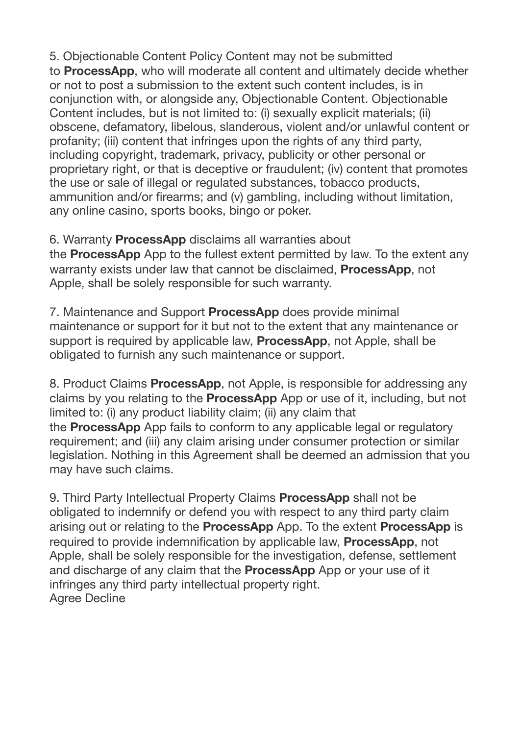5. Objectionable Content Policy Content may not be submitted to **ProcessApp**, who will moderate all content and ultimately decide whether or not to post a submission to the extent such content includes, is in conjunction with, or alongside any, Objectionable Content. Objectionable Content includes, but is not limited to: (i) sexually explicit materials; (ii) obscene, defamatory, libelous, slanderous, violent and/or unlawful content or profanity; (iii) content that infringes upon the rights of any third party, including copyright, trademark, privacy, publicity or other personal or proprietary right, or that is deceptive or fraudulent; (iv) content that promotes the use or sale of illegal or regulated substances, tobacco products, ammunition and/or firearms; and (v) gambling, including without limitation, any online casino, sports books, bingo or poker.

6. Warranty **ProcessApp** disclaims all warranties about the **ProcessApp** App to the fullest extent permitted by law. To the extent any warranty exists under law that cannot be disclaimed, **ProcessApp**, not Apple, shall be solely responsible for such warranty.

7. Maintenance and Support **ProcessApp** does provide minimal maintenance or support for it but not to the extent that any maintenance or support is required by applicable law, **ProcessApp**, not Apple, shall be obligated to furnish any such maintenance or support.

8. Product Claims **ProcessApp**, not Apple, is responsible for addressing any claims by you relating to the **ProcessApp** App or use of it, including, but not limited to: (i) any product liability claim; (ii) any claim that the **ProcessApp** App fails to conform to any applicable legal or regulatory requirement; and (iii) any claim arising under consumer protection or similar legislation. Nothing in this Agreement shall be deemed an admission that you may have such claims.

9. Third Party Intellectual Property Claims **ProcessApp** shall not be obligated to indemnify or defend you with respect to any third party claim arising out or relating to the **ProcessApp** App. To the extent **ProcessApp** is required to provide indemnification by applicable law, **ProcessApp**, not Apple, shall be solely responsible for the investigation, defense, settlement and discharge of any claim that the **ProcessApp** App or your use of it infringes any third party intellectual property right.
Agree Decline